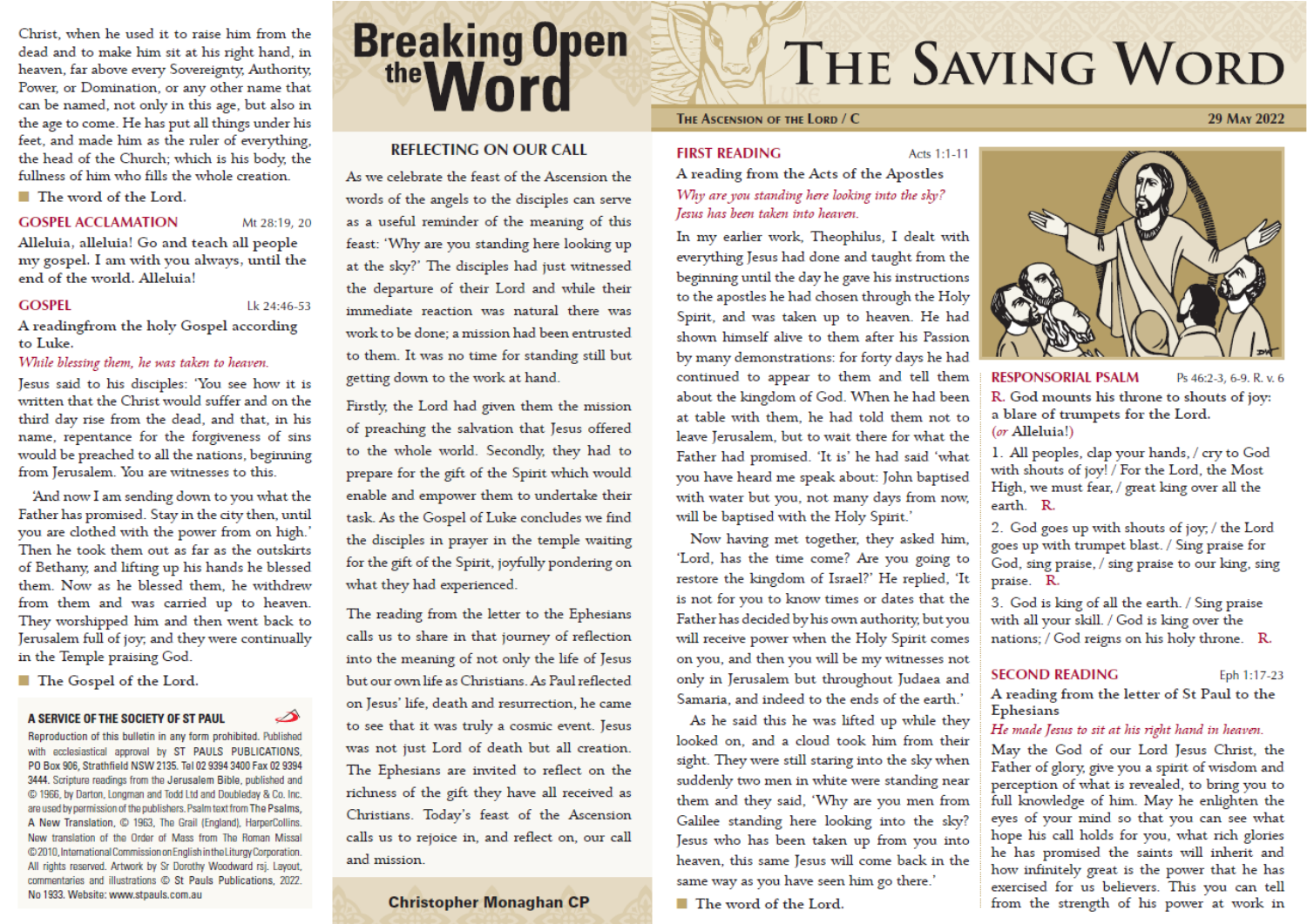# The Saving Word

The Ascension of the Lord / C

29 May 2022

## FIRST READING

Acts 1:1-11

A reading from the Acts of the Apostles

*Why are you standing here looking into the sky? Jesus has been taken into heaven.*

In my earlier work, Theophilus, I dealt with everything Jesus had done and taught from the beginning until the day he gave his instructions to the apostles he had chosen through the Holy Spirit, and was taken up to heaven. He had shown himself alive to them after his Passion by many demonstrations: for forty days he had continued to appear to them and tell them about the kingdom of God. When he had been at table with them, he had told them not to leave Jerusalem, but to wait there for what the Father had promised. 'It is' he had said 'what you have heard me speak about: John baptised with water but you, not many days from now, will be baptised with the Holy Spirit.'

Now having met together, they asked him, 'Lord, has the time come? Are you going to restore the kingdom of Israel?' He replied, 'It is not for you to know times or dates that the Father has decided by his own authority, but you will receive power when the Holy Spirit comes on you, and then you will be my witnesses not only in Jerusalem but throughout Judaea and Samaria, and indeed to the ends of the earth.'

As he said this he was lifted up while they looked on, and a cloud took him from their sight. They were still staring into the sky when suddenly two men in white were standing near them and they said, 'Why are you men from Galilee standing here looking into the sky? Jesus who has been taken up from you into heaven, this same Jesus will come back in the same way as you have seen him go there.'

■ The word of the Lord.

## RESPONSORIAL PSALM

Ps 46:2-3, 6-9. R. v. 6

R. God mounts his throne to shouts of joy: a blare of trumpets for the Lord.
(*or* Alleluia!)

1. All peoples, clap your hands, / cry to God with shouts of joy! / For the Lord, the Most High, we must fear, / great king over all the earth. R.

2. God goes up with shouts of joy; / the Lord goes up with trumpet blast. / Sing praise for God, sing praise, / sing praise to our king, sing praise. R.

3. God is king of all the earth. / Sing praise with all your skill. / God is king over the nations; / God reigns on his holy throne. R.

## SECOND READING

Eph 1:17-23

A reading from the letter of St Paul to the Ephesians

*He made Jesus to sit at his right hand in heaven.*

May the God of our Lord Jesus Christ, the Father of glory, give you a spirit of wisdom and perception of what is revealed, to bring you to full knowledge of him. May he enlighten the eyes of your mind so that you can see what hope his call holds for you, what rich glories he has promised the saints will inherit and how infinitely great is the power that he has exercised for us believers. This you can tell from the strength of his power at work in Christ, when he used it to raise him from the dead and to make him sit at his right hand, in heaven, far above every Sovereignty, Authority, Power, or Domination, or any other name that can be named, not only in this age, but also in the age to come. He has put all things under his feet, and made him as the ruler of everything, the head of the Church; which is his body, the fullness of him who fills the whole creation.

■ The word of the Lord.

## GOSPEL ACCLAMATION

Mt 28:19, 20

Alleluia, alleluia! Go and teach all people my gospel. I am with you always, until the end of the world. Alleluia!

## GOSPEL

Lk 24:46-53

A readingfrom the holy Gospel according to Luke.

*While blessing them, he was taken to heaven.*

Jesus said to his disciples: 'You see how it is written that the Christ would suffer and on the third day rise from the dead, and that, in his name, repentance for the forgiveness of sins would be preached to all the nations, beginning from Jerusalem. You are witnesses to this.

'And now I am sending down to you what the Father has promised. Stay in the city then, until you are clothed with the power from on high.' Then he took them out as far as the outskirts of Bethany, and lifting up his hands he blessed them. Now as he blessed them, he withdrew from them and was carried up to heaven. They worshipped him and then went back to Jerusalem full of joy; and they were continually in the Temple praising God.

■ The Gospel of the Lord.

# Breaking Open the Word

## REFLECTING ON OUR CALL

As we celebrate the feast of the Ascension the words of the angels to the disciples can serve as a useful reminder of the meaning of this feast: 'Why are you standing here looking up at the sky?' The disciples had just witnessed the departure of their Lord and while their immediate reaction was natural there was work to be done; a mission had been entrusted to them. It was no time for standing still but getting down to the work at hand.

Firstly, the Lord had given them the mission of preaching the salvation that Jesus offered to the whole world. Secondly, they had to prepare for the gift of the Spirit which would enable and empower them to undertake their task. As the Gospel of Luke concludes we find the disciples in prayer in the temple waiting for the gift of the Spirit, joyfully pondering on what they had experienced.

The reading from the letter to the Ephesians calls us to share in that journey of reflection into the meaning of not only the life of Jesus but our own life as Christians. As Paul reflected on Jesus' life, death and resurrection, he came to see that it was truly a cosmic event. Jesus was not just Lord of death but all creation. The Ephesians are invited to reflect on the richness of the gift they have all received as Christians. Today's feast of the Ascension calls us to rejoice in, and reflect on, our call and mission.

**Christopher Monaghan CP**

---

**A SERVICE OF THE SOCIETY OF ST PAUL**

Reproduction of this bulletin in any form prohibited. Published with ecclesiastical approval by ST PAULS PUBLICATIONS, PO Box 906, Strathfield NSW 2135. Tel 02 9394 3400 Fax 02 9394 3444. Scripture readings from the Jerusalem Bible, published and © 1966, by Darton, Longman and Todd Ltd and Doubleday & Co. Inc. are used by permission of the publishers. Psalm text from The Psalms, A New Translation, © 1963, The Grail (England), HarperCollins. New translation of the Order of Mass from The Roman Missal ©2010, International Commission on English in the Liturgy Corporation. All rights reserved. Artwork by Sr Dorothy Woodward rsj. Layout, commentaries and illustrations © St Pauls Publications, 2022. No 1933. Website: www.stpauls.com.au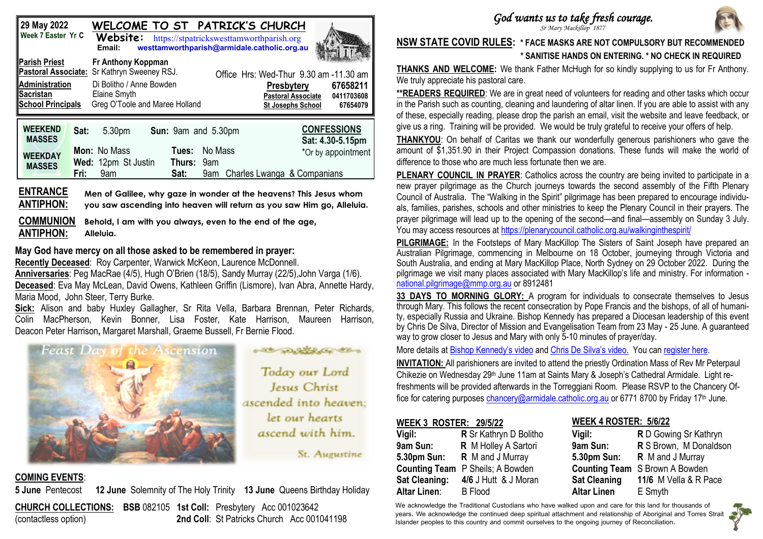# 29 May 2022 — WELCOME TO ST PATRICK'S CHURCH

**Week 7 Easter Yr C**

**Website:** https://stpatrickswesttamworthparish.org
**Email:** westtamworthparish@armidale.catholic.org.au

| | | | |
|---|---|---|---|
| **Parish Priest** | **Fr Anthony Koppman** | | |
| **Pastoral Associate:** | Sr Kathryn Sweeney RSJ. | Office Hrs: Wed-Thur 9.30 am -11.30 am | |
| **Administration** | Di Bolitho / Anne Bowden | **Presbytery** | **67658211** |
| **Sacristan** | Elaine Smyth | **Pastoral Associate** | **0411703608** |
| **School Principals** | Greg O'Toole and Maree Holland | **St Josephs School** | **67654079** |

| | | | |
|---|---|---|---|
| **WEEKEND MASSES** | **Sat:** 5.30pm | **Sun:** 9am and 5.30pm | **CONFESSIONS** Sat: 4.30-5.15pm *Or by appointment |
| **WEEKDAY MASSES** | **Mon:** No Mass | **Tues:** No Mass | |
| | **Wed:** 12pm St Justin | **Thurs:** 9am | |
| | **Fri:** 9am | **Sat:** 9am Charles Lwanga & Companians | |

**ENTRANCE ANTIPHON:** **Men of Galilee, why gaze in wonder at the heavens? This Jesus whom you saw ascending into heaven will return as you saw Him go, Alleluia.**

**COMMUNION ANTIPHON:** **Behold, I am with you always, even to the end of the age, Alleluia.**

**May God have mercy on all those asked to be remembered in prayer:**

**Recently Deceased**: Roy Carpenter, Warwick McKeon, Laurence McDonnell.

**Anniversaries**: Peg MacRae (4/5), Hugh O'Brien (18/5), Sandy Murray (22/5),John Varga (1/6).

**Deceased**: Eva May McLean, David Owens, Kathleen Griffin (Lismore), Ivan Abra, Annette Hardy, Maria Mood, John Steer, Terry Burke.

**Sick:** Alison and baby Huxley Gallagher, Sr Rita Vella, Barbara Brennan, Peter Richards, Colin MacPherson, Kevin Bonner, Lisa Foster, Kate Harrison, Maureen Harrison, Deacon Peter Harrison, Margaret Marshall, Graeme Bussell, Fr Bernie Flood.

Feast Day of the Ascension

*Today our Lord Jesus Christ ascended into heaven; let our hearts ascend with him.*
*St. Augustine*

**COMING EVENTS**:
**5 June** Pentecost **12 June** Solemnity of The Holy Trinity **13 June** Queens Birthday Holiday

**CHURCH COLLECTIONS:** **BSB** 082105 **1st Coll:** Presbytery Acc 001023642
(contactless option) **2nd Coll**: St Patricks Church Acc 001041198

*God wants us to take fresh courage.*
*Sr Mary Mackillop 1877*

**NSW STATE COVID RULES:** **\* FACE MASKS ARE NOT COMPULSORY BUT RECOMMENDED \* SANITISE HANDS ON ENTERING. \* NO CHECK IN REQUIRED**

**THANKS AND WELCOME:** We thank Father McHugh for so kindly supplying to us for Fr Anthony. We truly appreciate his pastoral care.

**\*\*READERS REQUIRED**: We are in great need of volunteers for reading and other tasks which occur in the Parish such as counting, cleaning and laundering of altar linen. If you are able to assist with any of these, especially reading, please drop the parish an email, visit the website and leave feedback, or give us a ring. Training will be provided. We would be truly grateful to receive your offers of help.

**THANKYOU**: On behalf of Caritas we thank our wonderfully generous parishioners who gave the amount of $1,351.90 in their Project Compassion donations. These funds will make the world of difference to those who are much less fortunate then we are.

**PLENARY COUNCIL IN PRAYER**: Catholics across the country are being invited to participate in a new prayer pilgrimage as the Church journeys towards the second assembly of the Fifth Plenary Council of Australia. The "Walking in the Spirit" pilgrimage has been prepared to encourage individuals, families, parishes, schools and other ministries to keep the Plenary Council in their prayers. The prayer pilgrimage will lead up to the opening of the second—and final—assembly on Sunday 3 July. You may access resources at https://plenarycouncil.catholic.org.au/walkinginthespirit/

**PILGRIMAGE:** In the Footsteps of Mary MacKillop The Sisters of Saint Joseph have prepared an Australian Pilgrimage, commencing in Melbourne on 18 October, journeying through Victoria and South Australia, and ending at Mary MacKillop Place, North Sydney on 29 October 2022. During the pilgrimage we visit many places associated with Mary MacKillop's life and ministry. For information - national.pilgrimage@mmp.org.au or 8912481

**33 DAYS TO MORNING GLORY:** A program for individuals to consecrate themselves to Jesus through Mary. This follows the recent consecration by Pope Francis and the bishops, of all of humanity, especially Russia and Ukraine. Bishop Kennedy has prepared a Diocesan leadership of this event by Chris De Silva, Director of Mission and Evangelisation Team from 23 May - 25 June. A guaranteed way to grow closer to Jesus and Mary with only 5-10 minutes of prayer/day.

More details at Bishop Kennedy's video and Chris De Silva's video. You can register here.

**INVITATION:** All parishioners are invited to attend the priestly Ordination Mass of Rev Mr Peterpaul Chikezie on Wednesday 29th June 11am at Saints Mary & Joseph's Cathedral Armidale. Light refreshments will be provided afterwards in the Torreggiani Room. Please RSVP to the Chancery Office for catering purposes chancery@armidale.catholic.org.au or 6771 8700 by Friday 17th June.

**WEEK 3 ROSTER: 29/5/22**

| | |
|---|---|
| **Vigil:** | **R** Sr Kathryn D Bolitho |
| **9am Sun:** | **R** M Holley A Sartori |
| **5.30pm Sun:** | **R** M and J Murray |
| **Counting Team** | P Sheils; A Bowden |
| **Sat Cleaning:** | **4/6** J Hutt & J Moran |
| **Altar Linen**: | B Flood |

**WEEK 4 ROSTER: 5/6/22**

| | |
|---|---|
| **Vigil:** | **R** D Gowing Sr Kathryn |
| **9am Sun:** | **R** S Brown, M Donaldson |
| **5.30pm Sun:** | **R** M and J Murray |
| **Counting Team** | S Brown A Bowden |
| **Sat Cleaning** | **11/6** M Vella & R Pace |
| **Altar Linen** | E Smyth |

We acknowledge the Traditional Custodians who have walked upon and care for this land for thousands of years. We acknowledge the continued deep spiritual attachment and relationship of Aboriginal and Torres Strait Islander peoples to this country and commit ourselves to the ongoing journey of Reconciliation.